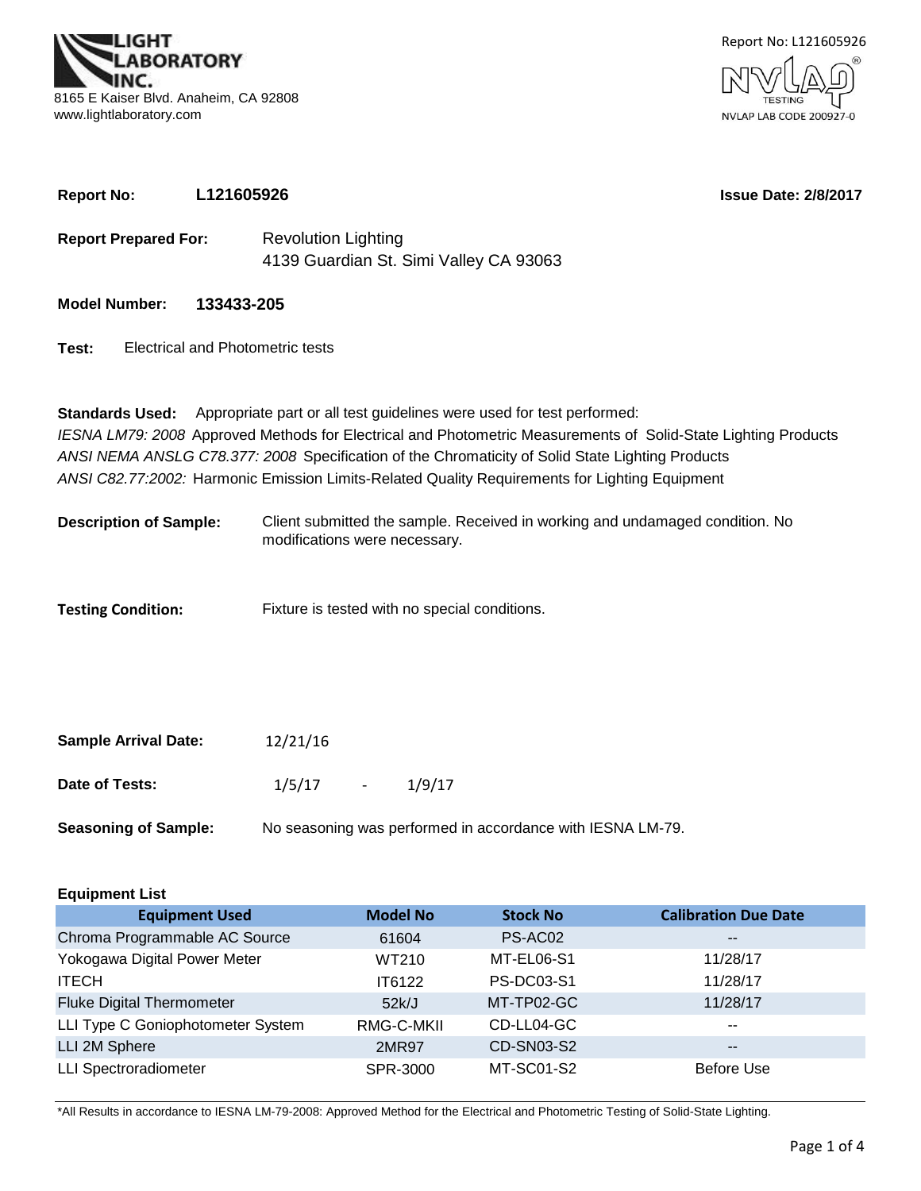**LIGHT LABORATORY INC.**
8165 E Kaiser Blvd. Anaheim, CA 92808
www.lightlaboratory.com

Report No: L121605926
NVLAP TESTING
NVLAP LAB CODE 200927-0

**Report No:** **L121605926** **Issue Date: 2/8/2017**

**Report Prepared For:** Revolution Lighting
4139 Guardian St. Simi Valley CA 93063

**Model Number:** **133433-205**

**Test:** Electrical and Photometric tests

**Standards Used:** Appropriate part or all test guidelines were used for test performed:
*IESNA LM79: 2008* Approved Methods for Electrical and Photometric Measurements of Solid-State Lighting Products
*ANSI NEMA ANSLG C78.377: 2008* Specification of the Chromaticity of Solid State Lighting Products
*ANSI C82.77:2002:* Harmonic Emission Limits-Related Quality Requirements for Lighting Equipment

**Description of Sample:** Client submitted the sample. Received in working and undamaged condition. No modifications were necessary.

**Testing Condition:** Fixture is tested with no special conditions.

**Sample Arrival Date:** 12/21/16

**Date of Tests:** 1/5/17 - 1/9/17

**Seasoning of Sample:** No seasoning was performed in accordance with IESNA LM-79.

**Equipment List**

| Equipment Used | Model No | Stock No | Calibration Due Date |
|---|---|---|---|
| Chroma Programmable AC Source | 61604 | PS-AC02 | -- |
| Yokogawa Digital Power Meter | WT210 | MT-EL06-S1 | 11/28/17 |
| ITECH | IT6122 | PS-DC03-S1 | 11/28/17 |
| Fluke Digital Thermometer | 52k/J | MT-TP02-GC | 11/28/17 |
| LLI Type C Goniophotometer System | RMG-C-MKII | CD-LL04-GC | -- |
| LLI 2M Sphere | 2MR97 | CD-SN03-S2 | -- |
| LLI Spectroradiometer | SPR-3000 | MT-SC01-S2 | Before Use |

*All Results in accordance to IESNA LM-79-2008: Approved Method for the Electrical and Photometric Testing of Solid-State Lighting.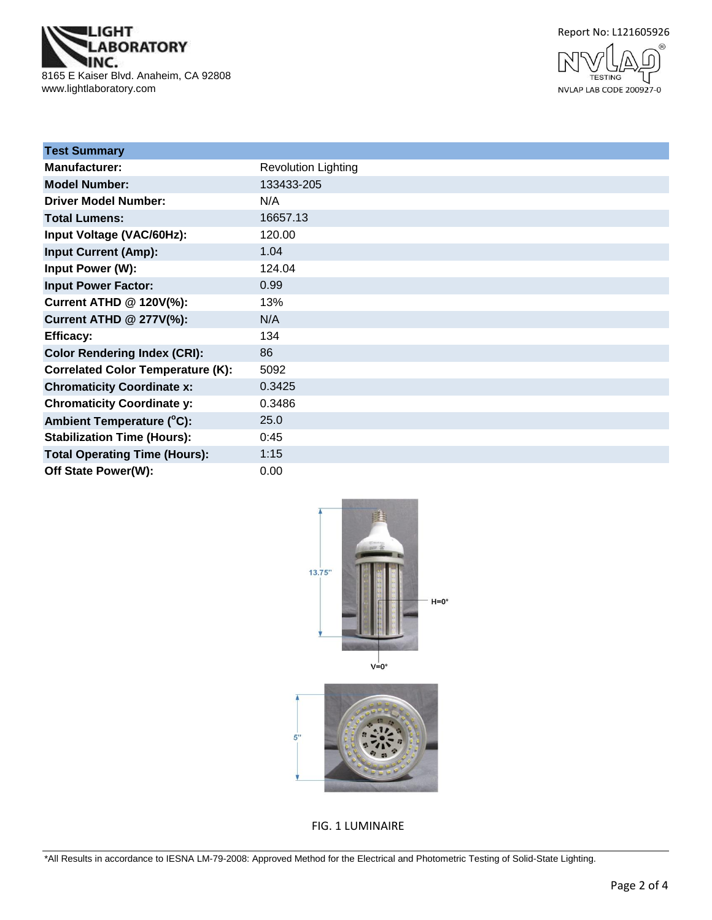| Test Summary | |
|---|---|
| **Manufacturer:** | Revolution Lighting |
| **Model Number:** | 133433-205 |
| **Driver Model Number:** | N/A |
| **Total Lumens:** | 16657.13 |
| **Input Voltage (VAC/60Hz):** | 120.00 |
| **Input Current (Amp):** | 1.04 |
| **Input Power (W):** | 124.04 |
| **Input Power Factor:** | 0.99 |
| **Current ATHD @ 120V(%):** | 13% |
| **Current ATHD @ 277V(%):** | N/A |
| **Efficacy:** | 134 |
| **Color Rendering Index (CRI):** | 86 |
| **Correlated Color Temperature (K):** | 5092 |
| **Chromaticity Coordinate x:** | 0.3425 |
| **Chromaticity Coordinate y:** | 0.3486 |
| **Ambient Temperature (°C):** | 25.0 |
| **Stabilization Time (Hours):** | 0:45 |
| **Total Operating Time (Hours):** | 1:15 |
| **Off State Power(W):** | 0.00 |

13.75"

H=0°

V=0°

5"

FIG. 1 LUMINAIRE

*All Results in accordance to IESNA LM-79-2008: Approved Method for the Electrical and Photometric Testing of Solid-State Lighting.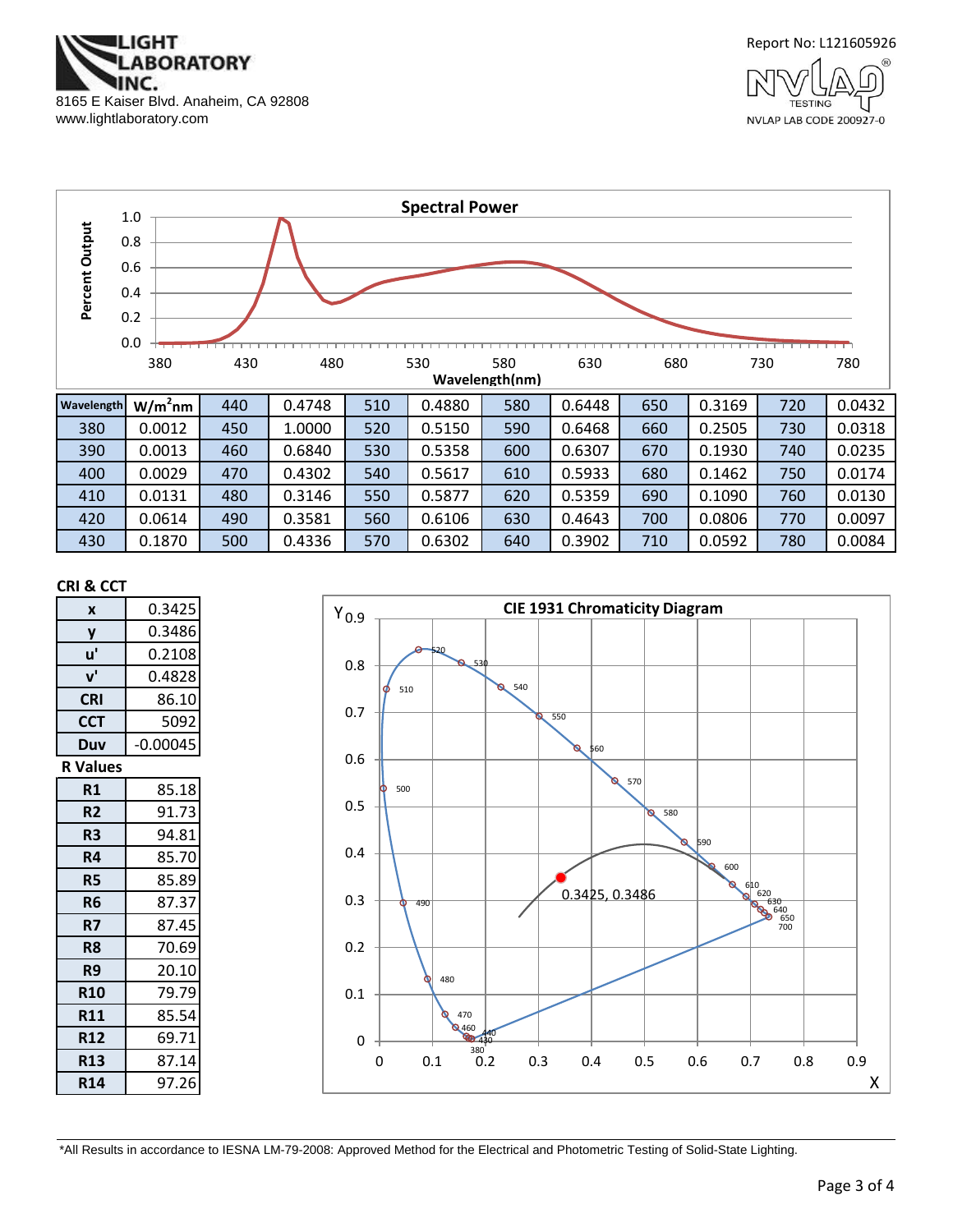LIGHT LABORATORY INC.
8165 E Kaiser Blvd. Anaheim, CA 92808
www.lightlaboratory.com

Report No: L121605926

NVLAP LAB CODE 200927-0

## Spectral Power

| Wavelength | $W/m^2nm$ | 440 | 0.4748 | 510 | 0.4880 | 580 | 0.6448 | 650 | 0.3169 | 720 | 0.0432 |
|---|---|---|---|---|---|---|---|---|---|---|---|
| 380 | 0.0012 | 450 | 1.0000 | 520 | 0.5150 | 590 | 0.6468 | 660 | 0.2505 | 730 | 0.0318 |
| 390 | 0.0013 | 460 | 0.6840 | 530 | 0.5358 | 600 | 0.6307 | 670 | 0.1930 | 740 | 0.0235 |
| 400 | 0.0029 | 470 | 0.4302 | 540 | 0.5617 | 610 | 0.5933 | 680 | 0.1462 | 750 | 0.0174 |
| 410 | 0.0131 | 480 | 0.3146 | 550 | 0.5877 | 620 | 0.5359 | 690 | 0.1090 | 760 | 0.0130 |
| 420 | 0.0614 | 490 | 0.3581 | 560 | 0.6106 | 630 | 0.4643 | 700 | 0.0806 | 770 | 0.0097 |
| 430 | 0.1870 | 500 | 0.4336 | 570 | 0.6302 | 640 | 0.3902 | 710 | 0.0592 | 780 | 0.0084 |

## CRI & CCT

| | |
|---|---|
| x | 0.3425 |
| y | 0.3486 |
| u' | 0.2108 |
| v' | 0.4828 |
| CRI | 86.10 |
| CCT | 5092 |
| Duv | -0.00045 |

## R Values

| | |
|---|---|
| R1 | 85.18 |
| R2 | 91.73 |
| R3 | 94.81 |
| R4 | 85.70 |
| R5 | 85.89 |
| R6 | 87.37 |
| R7 | 87.45 |
| R8 | 70.69 |
| R9 | 20.10 |
| R10 | 79.79 |
| R11 | 85.54 |
| R12 | 69.71 |
| R13 | 87.14 |
| R14 | 97.26 |

## CIE 1931 Chromaticity Diagram

0.3425, 0.3486

*All Results in accordance to IESNA LM-79-2008: Approved Method for the Electrical and Photometric Testing of Solid-State Lighting.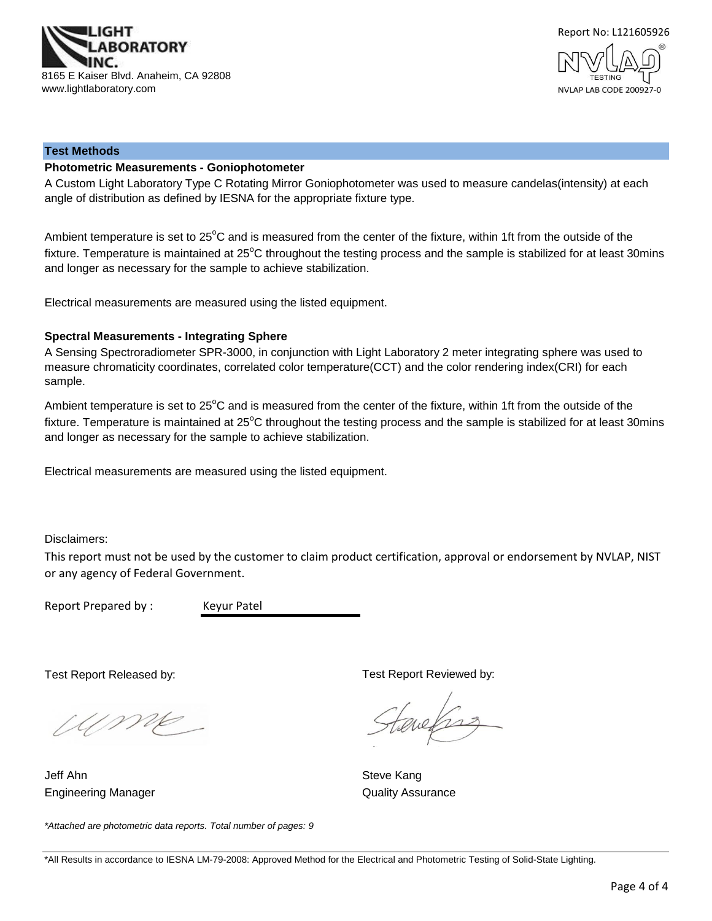## Test Methods

### Photometric Measurements - Goniophotometer

A Custom Light Laboratory Type C Rotating Mirror Goniophotometer was used to measure candelas(intensity) at each angle of distribution as defined by IESNA for the appropriate fixture type.

Ambient temperature is set to 25°C and is measured from the center of the fixture, within 1ft from the outside of the fixture. Temperature is maintained at 25°C throughout the testing process and the sample is stabilized for at least 30mins and longer as necessary for the sample to achieve stabilization.

Electrical measurements are measured using the listed equipment.

### Spectral Measurements - Integrating Sphere

A Sensing Spectroradiometer SPR-3000, in conjunction with Light Laboratory 2 meter integrating sphere was used to measure chromaticity coordinates, correlated color temperature(CCT) and the color rendering index(CRI) for each sample.

Ambient temperature is set to 25°C and is measured from the center of the fixture, within 1ft from the outside of the fixture. Temperature is maintained at 25°C throughout the testing process and the sample is stabilized for at least 30mins and longer as necessary for the sample to achieve stabilization.

Electrical measurements are measured using the listed equipment.

Disclaimers:

This report must not be used by the customer to claim product certification, approval or endorsement by NVLAP, NIST or any agency of Federal Government.

Report Prepared by : Keyur Patel

Test Report Released by:

Jeff Ahn
Engineering Manager

Test Report Reviewed by:

Steve Kang
Quality Assurance

*\*Attached are photometric data reports. Total number of pages: 9*

\*All Results in accordance to IESNA LM-79-2008: Approved Method for the Electrical and Photometric Testing of Solid-State Lighting.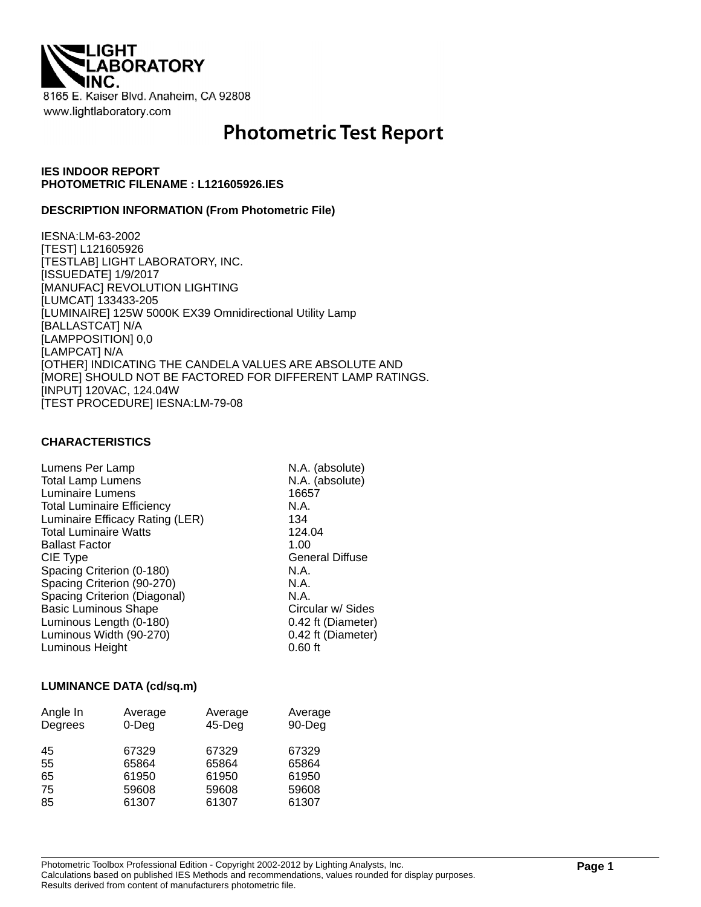**LIGHT LABORATORY INC.**

8165 E. Kaiser Blvd. Anaheim, CA 92808

www.lightlaboratory.com

# Photometric Test Report

**IES INDOOR REPORT**
**PHOTOMETRIC FILENAME : L121605926.IES**

**DESCRIPTION INFORMATION (From Photometric File)**

IESNA:LM-63-2002
[TEST] L121605926
[TESTLAB] LIGHT LABORATORY, INC.
[ISSUEDATE] 1/9/2017
[MANUFAC] REVOLUTION LIGHTING
[LUMCAT] 133433-205
[LUMINAIRE] 125W 5000K EX39 Omnidirectional Utility Lamp
[BALLASTCAT] N/A
[LAMPPOSITION] 0,0
[LAMPCAT] N/A
[OTHER] INDICATING THE CANDELA VALUES ARE ABSOLUTE AND
[MORE] SHOULD NOT BE FACTORED FOR DIFFERENT LAMP RATINGS.
[INPUT] 120VAC, 124.04W
[TEST PROCEDURE] IESNA:LM-79-08

**CHARACTERISTICS**

| | |
|---|---|
| Lumens Per Lamp | N.A. (absolute) |
| Total Lamp Lumens | N.A. (absolute) |
| Luminaire Lumens | 16657 |
| Total Luminaire Efficiency | N.A. |
| Luminaire Efficacy Rating (LER) | 134 |
| Total Luminaire Watts | 124.04 |
| Ballast Factor | 1.00 |
| CIE Type | General Diffuse |
| Spacing Criterion (0-180) | N.A. |
| Spacing Criterion (90-270) | N.A. |
| Spacing Criterion (Diagonal) | N.A. |
| Basic Luminous Shape | Circular w/ Sides |
| Luminous Length (0-180) | 0.42 ft (Diameter) |
| Luminous Width (90-270) | 0.42 ft (Diameter) |
| Luminous Height | 0.60 ft |

**LUMINANCE DATA (cd/sq.m)**

| Angle In Degrees | Average 0-Deg | Average 45-Deg | Average 90-Deg |
|---|---|---|---|
| 45 | 67329 | 67329 | 67329 |
| 55 | 65864 | 65864 | 65864 |
| 65 | 61950 | 61950 | 61950 |
| 75 | 59608 | 59608 | 59608 |
| 85 | 61307 | 61307 | 61307 |

Photometric Toolbox Professional Edition - Copyright 2002-2012 by Lighting Analysts, Inc.
Calculations based on published IES Methods and recommendations, values rounded for display purposes.
Results derived from content of manufacturers photometric file.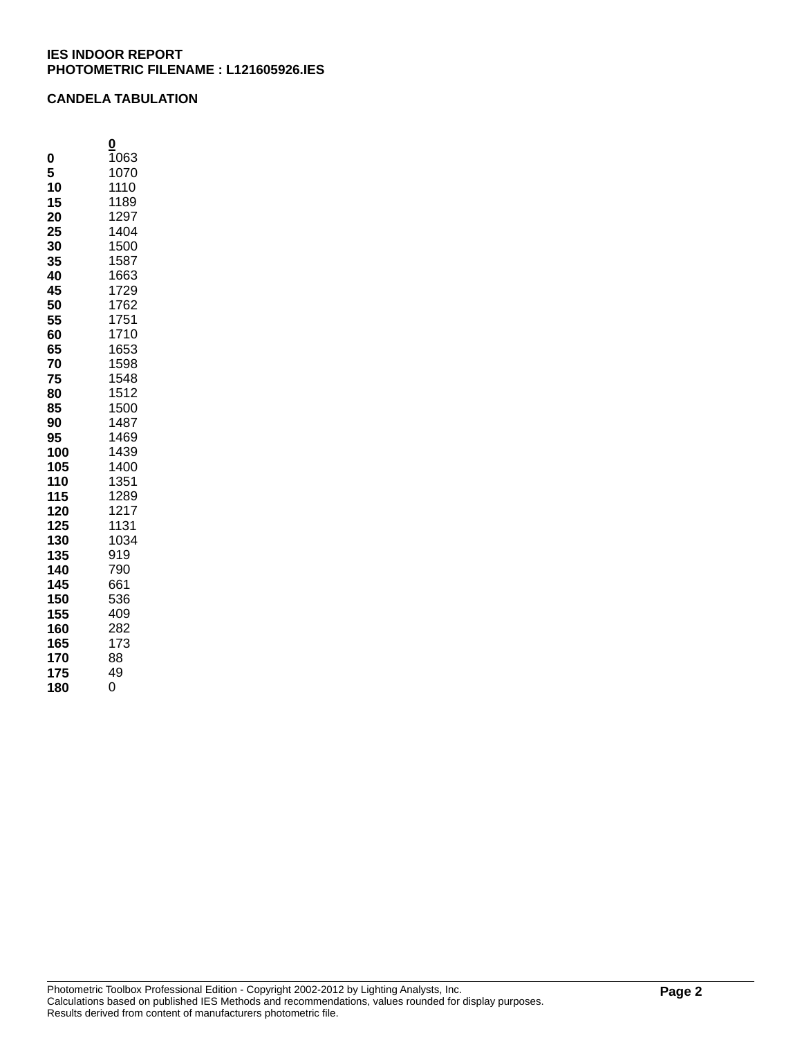**IES INDOOR REPORT**
**PHOTOMETRIC FILENAME : L121605926.IES**

**CANDELA TABULATION**

| | 0 |
|---|---|
| **0** | 1063 |
| **5** | 1070 |
| **10** | 1110 |
| **15** | 1189 |
| **20** | 1297 |
| **25** | 1404 |
| **30** | 1500 |
| **35** | 1587 |
| **40** | 1663 |
| **45** | 1729 |
| **50** | 1762 |
| **55** | 1751 |
| **60** | 1710 |
| **65** | 1653 |
| **70** | 1598 |
| **75** | 1548 |
| **80** | 1512 |
| **85** | 1500 |
| **90** | 1487 |
| **95** | 1469 |
| **100** | 1439 |
| **105** | 1400 |
| **110** | 1351 |
| **115** | 1289 |
| **120** | 1217 |
| **125** | 1131 |
| **130** | 1034 |
| **135** | 919 |
| **140** | 790 |
| **145** | 661 |
| **150** | 536 |
| **155** | 409 |
| **160** | 282 |
| **165** | 173 |
| **170** | 88 |
| **175** | 49 |
| **180** | 0 |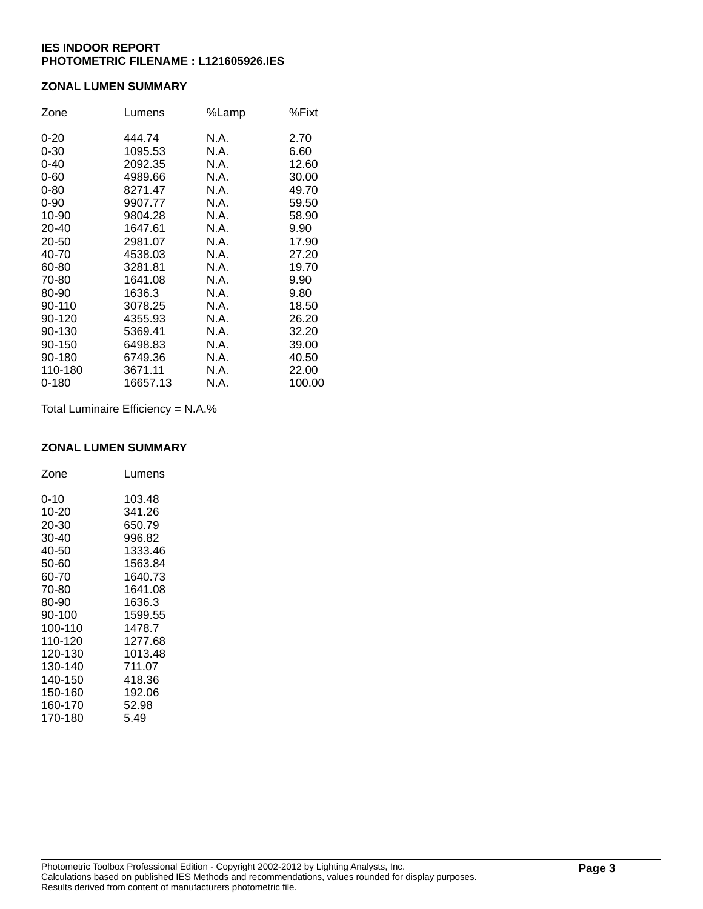**IES INDOOR REPORT**
**PHOTOMETRIC FILENAME : L121605926.IES**

## ZONAL LUMEN SUMMARY

| Zone | Lumens | %Lamp | %Fixt |
|---|---|---|---|
| 0-20 | 444.74 | N.A. | 2.70 |
| 0-30 | 1095.53 | N.A. | 6.60 |
| 0-40 | 2092.35 | N.A. | 12.60 |
| 0-60 | 4989.66 | N.A. | 30.00 |
| 0-80 | 8271.47 | N.A. | 49.70 |
| 0-90 | 9907.77 | N.A. | 59.50 |
| 10-90 | 9804.28 | N.A. | 58.90 |
| 20-40 | 1647.61 | N.A. | 9.90 |
| 20-50 | 2981.07 | N.A. | 17.90 |
| 40-70 | 4538.03 | N.A. | 27.20 |
| 60-80 | 3281.81 | N.A. | 19.70 |
| 70-80 | 1641.08 | N.A. | 9.90 |
| 80-90 | 1636.3 | N.A. | 9.80 |
| 90-110 | 3078.25 | N.A. | 18.50 |
| 90-120 | 4355.93 | N.A. | 26.20 |
| 90-130 | 5369.41 | N.A. | 32.20 |
| 90-150 | 6498.83 | N.A. | 39.00 |
| 90-180 | 6749.36 | N.A. | 40.50 |
| 110-180 | 3671.11 | N.A. | 22.00 |
| 0-180 | 16657.13 | N.A. | 100.00 |

Total Luminaire Efficiency = N.A.%

## ZONAL LUMEN SUMMARY

| Zone | Lumens |
|---|---|
| 0-10 | 103.48 |
| 10-20 | 341.26 |
| 20-30 | 650.79 |
| 30-40 | 996.82 |
| 40-50 | 1333.46 |
| 50-60 | 1563.84 |
| 60-70 | 1640.73 |
| 70-80 | 1641.08 |
| 80-90 | 1636.3 |
| 90-100 | 1599.55 |
| 100-110 | 1478.7 |
| 110-120 | 1277.68 |
| 120-130 | 1013.48 |
| 130-140 | 711.07 |
| 140-150 | 418.36 |
| 150-160 | 192.06 |
| 160-170 | 52.98 |
| 170-180 | 5.49 |

Photometric Toolbox Professional Edition - Copyright 2002-2012 by Lighting Analysts, Inc.
Calculations based on published IES Methods and recommendations, values rounded for display purposes.
Results derived from content of manufacturers photometric file.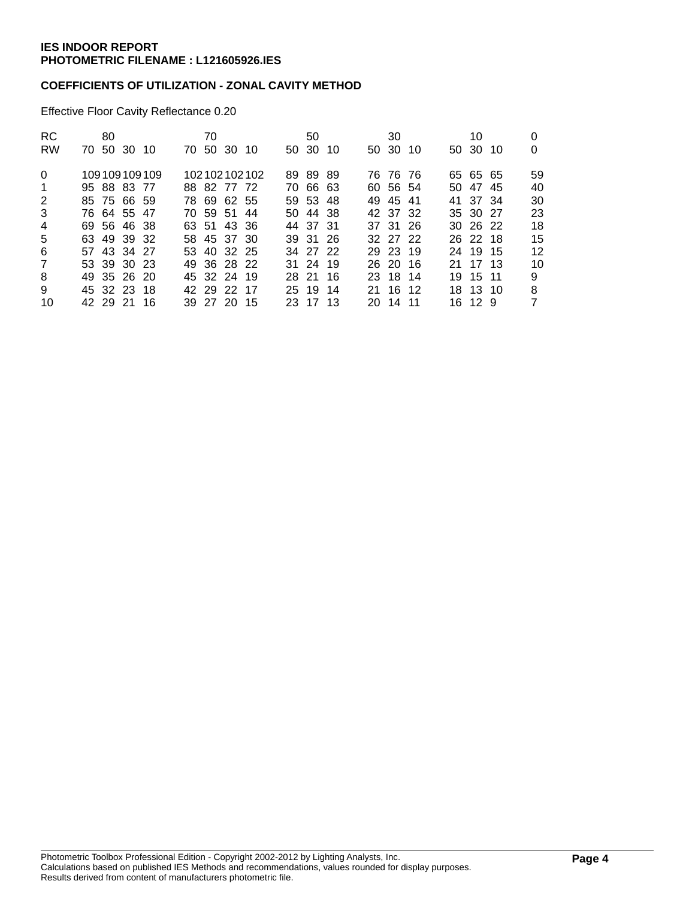**IES INDOOR REPORT**
**PHOTOMETRIC FILENAME : L121605926.IES**

**COEFFICIENTS OF UTILIZATION - ZONAL CAVITY METHOD**

Effective Floor Cavity Reflectance 0.20

| RC | 80 | | | | 70 | | | | 50 | | | 30 | | | 10 | | | 0 |
|---|---|---|---|---|---|---|---|---|---|---|---|---|---|---|---|---|---|---|
| RW | 70 | 50 | 30 | 10 | 70 | 50 | 30 | 10 | 50 | 30 | 10 | 50 | 30 | 10 | 50 | 30 | 10 | 0 |
| 0 | 109 | 109 | 109 | 109 | 102 | 102 | 102 | 102 | 89 | 89 | 89 | 76 | 76 | 76 | 65 | 65 | 65 | 59 |
| 1 | 95 | 88 | 83 | 77 | 88 | 82 | 77 | 72 | 70 | 66 | 63 | 60 | 56 | 54 | 50 | 47 | 45 | 40 |
| 2 | 85 | 75 | 66 | 59 | 78 | 69 | 62 | 55 | 59 | 53 | 48 | 49 | 45 | 41 | 41 | 37 | 34 | 30 |
| 3 | 76 | 64 | 55 | 47 | 70 | 59 | 51 | 44 | 50 | 44 | 38 | 42 | 37 | 32 | 35 | 30 | 27 | 23 |
| 4 | 69 | 56 | 46 | 38 | 63 | 51 | 43 | 36 | 44 | 37 | 31 | 37 | 31 | 26 | 30 | 26 | 22 | 18 |
| 5 | 63 | 49 | 39 | 32 | 58 | 45 | 37 | 30 | 39 | 31 | 26 | 32 | 27 | 22 | 26 | 22 | 18 | 15 |
| 6 | 57 | 43 | 34 | 27 | 53 | 40 | 32 | 25 | 34 | 27 | 22 | 29 | 23 | 19 | 24 | 19 | 15 | 12 |
| 7 | 53 | 39 | 30 | 23 | 49 | 36 | 28 | 22 | 31 | 24 | 19 | 26 | 20 | 16 | 21 | 17 | 13 | 10 |
| 8 | 49 | 35 | 26 | 20 | 45 | 32 | 24 | 19 | 28 | 21 | 16 | 23 | 18 | 14 | 19 | 15 | 11 | 9 |
| 9 | 45 | 32 | 23 | 18 | 42 | 29 | 22 | 17 | 25 | 19 | 14 | 21 | 16 | 12 | 18 | 13 | 10 | 8 |
| 10 | 42 | 29 | 21 | 16 | 39 | 27 | 20 | 15 | 23 | 17 | 13 | 20 | 14 | 11 | 16 | 12 | 9 | 7 |

Photometric Toolbox Professional Edition - Copyright 2002-2012 by Lighting Analysts, Inc.
Calculations based on published IES Methods and recommendations, values rounded for display purposes.
Results derived from content of manufacturers photometric file.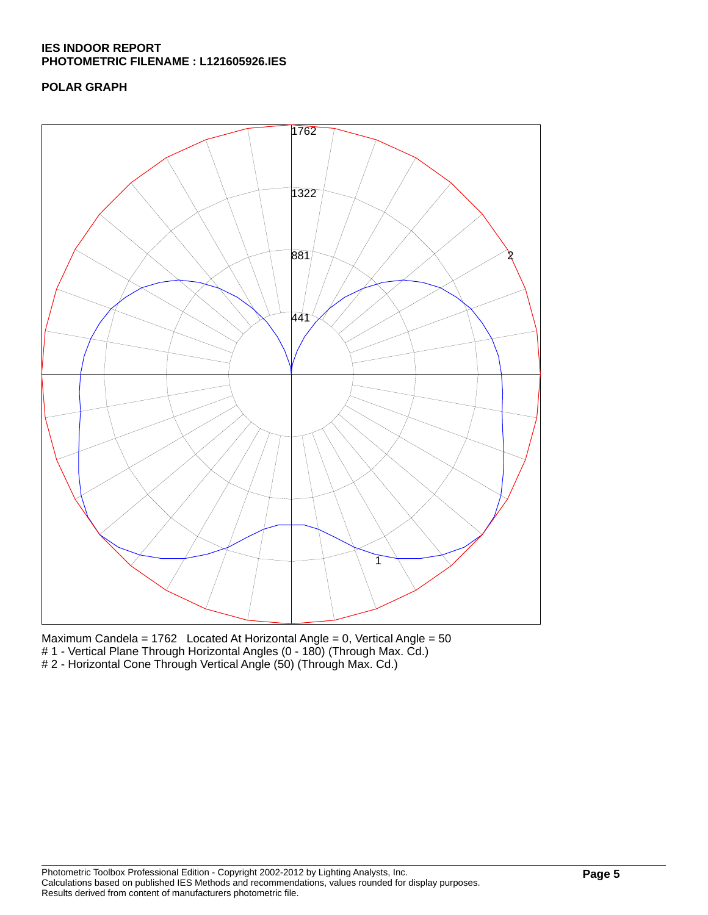**IES INDOOR REPORT**
**PHOTOMETRIC FILENAME : L121605926.IES**

**POLAR GRAPH**

1762
1322
881
441
2
1

Maximum Candela = 1762   Located At Horizontal Angle = 0, Vertical Angle = 50
# 1 - Vertical Plane Through Horizontal Angles (0 - 180) (Through Max. Cd.)
# 2 - Horizontal Cone Through Vertical Angle (50) (Through Max. Cd.)

Photometric Toolbox Professional Edition - Copyright 2002-2012 by Lighting Analysts, Inc.
Calculations based on published IES Methods and recommendations, values rounded for display purposes.
Results derived from content of manufacturers photometric file.